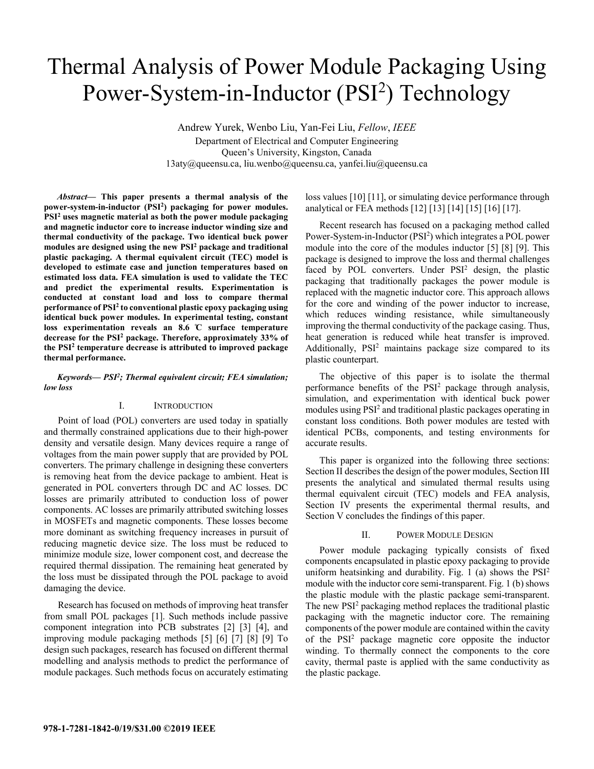# Thermal Analysis of Power Module Packaging Using Power-System-in-Inductor ($PSI^2$) Technology

Andrew Yurek, Wenbo Liu, Yan-Fei Liu, *Fellow*, *IEEE*

Department of Electrical and Computer Engineering
Queen's University, Kingston, Canada
13aty@queensu.ca, liu.wenbo@queensu.ca, yanfei.liu@queensu.ca

***Abstract*— This paper presents a thermal analysis of the power-system-in-inductor ($PSI^2$) packaging for power modules. $PSI^2$ uses magnetic material as both the power module packaging and magnetic inductor core to increase inductor winding size and thermal conductivity of the package. Two identical buck power modules are designed using the new $PSI^2$ package and traditional plastic packaging. A thermal equivalent circuit (TEC) model is developed to estimate case and junction temperatures based on estimated loss data. FEA simulation is used to validate the TEC and predict the experimental results. Experimentation is conducted at constant load and loss to compare thermal performance of $PSI^2$ to conventional plastic epoxy packaging using identical buck power modules. In experimental testing, constant loss experimentation reveals an 8.6 ℃ surface temperature decrease for the $PSI^2$ package. Therefore, approximately 33% of the $PSI^2$ temperature decrease is attributed to improved package thermal performance.**

***Keywords*— *$PSI^2$; Thermal equivalent circuit; FEA simulation; low loss***

## I. Introduction

Point of load (POL) converters are used today in spatially and thermally constrained applications due to their high-power density and versatile design. Many devices require a range of voltages from the main power supply that are provided by POL converters. The primary challenge in designing these converters is removing heat from the device package to ambient. Heat is generated in POL converters through DC and AC losses. DC losses are primarily attributed to conduction loss of power components. AC losses are primarily attributed switching losses in MOSFETs and magnetic components. These losses become more dominant as switching frequency increases in pursuit of reducing magnetic device size. The loss must be reduced to minimize module size, lower component cost, and decrease the required thermal dissipation. The remaining heat generated by the loss must be dissipated through the POL package to avoid damaging the device.

Research has focused on methods of improving heat transfer from small POL packages [1]. Such methods include passive component integration into PCB substrates [2] [3] [4], and improving module packaging methods [5] [6] [7] [8] [9] To design such packages, research has focused on different thermal modelling and analysis methods to predict the performance of module packages. Such methods focus on accurately estimating loss values [10] [11], or simulating device performance through analytical or FEA methods [12] [13] [14] [15] [16] [17].

Recent research has focused on a packaging method called Power-System-in-Inductor ($PSI^2$) which integrates a POL power module into the core of the modules inductor [5] [8] [9]. This package is designed to improve the loss and thermal challenges faced by POL converters. Under $PSI^2$ design, the plastic packaging that traditionally packages the power module is replaced with the magnetic inductor core. This approach allows for the core and winding of the power inductor to increase, which reduces winding resistance, while simultaneously improving the thermal conductivity of the package casing. Thus, heat generation is reduced while heat transfer is improved. Additionally, $PSI^2$ maintains package size compared to its plastic counterpart.

The objective of this paper is to isolate the thermal performance benefits of the $PSI^2$ package through analysis, simulation, and experimentation with identical buck power modules using $PSI^2$ and traditional plastic packages operating in constant loss conditions. Both power modules are tested with identical PCBs, components, and testing environments for accurate results.

This paper is organized into the following three sections: Section II describes the design of the power modules, Section III presents the analytical and simulated thermal results using thermal equivalent circuit (TEC) models and FEA analysis, Section IV presents the experimental thermal results, and Section V concludes the findings of this paper.

## II. Power Module Design

Power module packaging typically consists of fixed components encapsulated in plastic epoxy packaging to provide uniform heatsinking and durability. Fig. 1 (a) shows the $PSI^2$ module with the inductor core semi-transparent. Fig. 1 (b) shows the plastic module with the plastic package semi-transparent. The new $PSI^2$ packaging method replaces the traditional plastic packaging with the magnetic inductor core. The remaining components of the power module are contained within the cavity of the $PSI^2$ package magnetic core opposite the inductor winding. To thermally connect the components to the core cavity, thermal paste is applied with the same conductivity as the plastic package.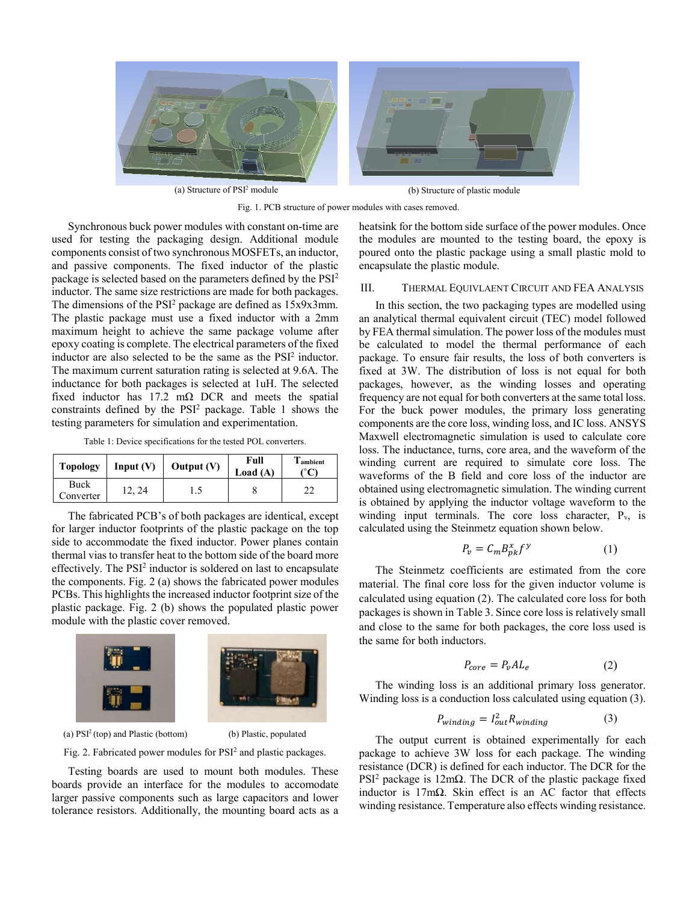(a) Structure of PSI² module

(b) Structure of plastic module

Fig. 1. PCB structure of power modules with cases removed.

Synchronous buck power modules with constant on-time are used for testing the packaging design. Additional module components consist of two synchronous MOSFETs, an inductor, and passive components. The fixed inductor of the plastic package is selected based on the parameters defined by the PSI² inductor. The same size restrictions are made for both packages. The dimensions of the PSI² package are defined as 15x9x3mm. The plastic package must use a fixed inductor with a 2mm maximum height to achieve the same package volume after epoxy coating is complete. The electrical parameters of the fixed inductor are also selected to be the same as the PSI² inductor. The maximum current saturation rating is selected at 9.6A. The inductance for both packages is selected at 1uH. The selected fixed inductor has 17.2 mΩ DCR and meets the spatial constraints defined by the PSI² package. Table 1 shows the testing parameters for simulation and experimentation.

Table 1: Device specifications for the tested POL converters.

| Topology | Input (V) | Output (V) | Full Load (A) | $T_{ambient}$ (˚C) |
|---|---|---|---|---|
| Buck Converter | 12, 24 | 1.5 | 8 | 22 |

The fabricated PCB's of both packages are identical, except for larger inductor footprints of the plastic package on the top side to accommodate the fixed inductor. Power planes contain thermal vias to transfer heat to the bottom side of the board more effectively. The PSI² inductor is soldered on last to encapsulate the components. Fig. 2 (a) shows the fabricated power modules PCBs. This highlights the increased inductor footprint size of the plastic package. Fig. 2 (b) shows the populated plastic power module with the plastic cover removed.

(a) PSI² (top) and Plastic (bottom)

(b) Plastic, populated

Fig. 2. Fabricated power modules for PSI² and plastic packages.

Testing boards are used to mount both modules. These boards provide an interface for the modules to accomodate larger passive components such as large capacitors and lower tolerance resistors. Additionally, the mounting board acts as a heatsink for the bottom side surface of the power modules. Once the modules are mounted to the testing board, the epoxy is poured onto the plastic package using a small plastic mold to encapsulate the plastic module.

## III. Thermal Equivlaent Circuit and FEA Analysis

In this section, the two packaging types are modelled using an analytical thermal equivalent circuit (TEC) model followed by FEA thermal simulation. The power loss of the modules must be calculated to model the thermal performance of each package. To ensure fair results, the loss of both converters is fixed at 3W. The distribution of loss is not equal for both packages, however, as the winding losses and operating frequency are not equal for both converters at the same total loss. For the buck power modules, the primary loss generating components are the core loss, winding loss, and IC loss. ANSYS Maxwell electromagnetic simulation is used to calculate core loss. The inductance, turns, core area, and the waveform of the winding current are required to simulate core loss. The waveforms of the B field and core loss of the inductor are obtained using electromagnetic simulation. The winding current is obtained by applying the inductor voltage waveform to the winding input terminals. The core loss character, $P_v$, is calculated using the Steinmetz equation shown below.

$$P_v = C_m B_{pk}^x f^y \tag{1}$$

The Steinmetz coefficients are estimated from the core material. The final core loss for the given inductor volume is calculated using equation (2). The calculated core loss for both packages is shown in Table 3. Since core loss is relatively small and close to the same for both packages, the core loss used is the same for both inductors.

$$P_{core} = P_v A L_e \tag{2}$$

The winding loss is an additional primary loss generator. Winding loss is a conduction loss calculated using equation (3).

$$P_{winding} = I_{out}^2 R_{winding} \tag{3}$$

The output current is obtained experimentally for each package to achieve 3W loss for each package. The winding resistance (DCR) is defined for each inductor. The DCR for the PSI² package is 12mΩ. The DCR of the plastic package fixed inductor is 17mΩ. Skin effect is an AC factor that effects winding resistance. Temperature also effects winding resistance.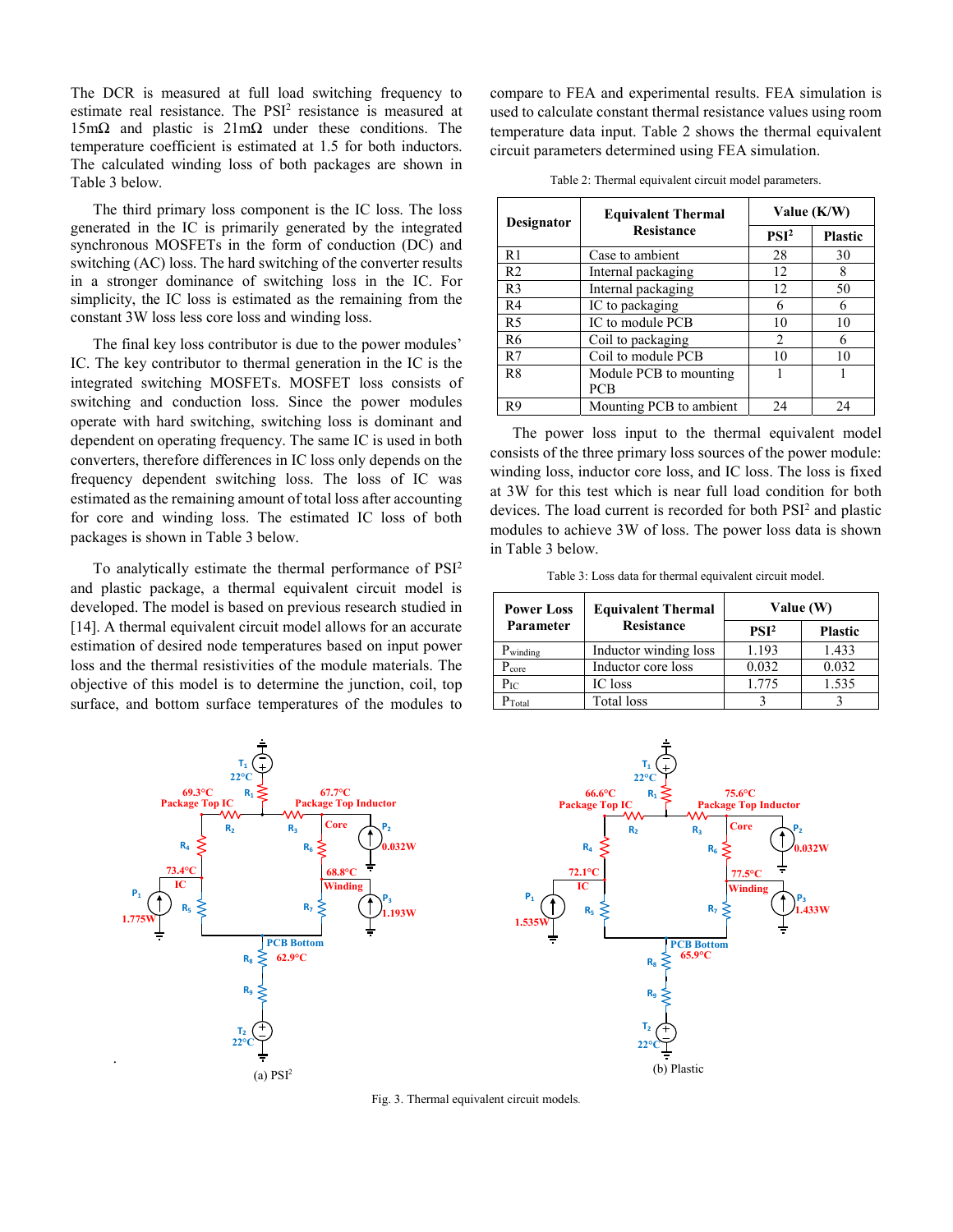The DCR is measured at full load switching frequency to estimate real resistance. The PSI[2] resistance is measured at 15mΩ and plastic is 21mΩ under these conditions. The temperature coefficient is estimated at 1.5 for both inductors. The calculated winding loss of both packages are shown in Table 3 below.

The third primary loss component is the IC loss. The loss generated in the IC is primarily generated by the integrated synchronous MOSFETs in the form of conduction (DC) and switching (AC) loss. The hard switching of the converter results in a stronger dominance of switching loss in the IC. For simplicity, the IC loss is estimated as the remaining from the constant 3W loss less core loss and winding loss.

The final key loss contributor is due to the power modules' IC. The key contributor to thermal generation in the IC is the integrated switching MOSFETs. MOSFET loss consists of switching and conduction loss. Since the power modules operate with hard switching, switching loss is dominant and dependent on operating frequency. The same IC is used in both converters, therefore differences in IC loss only depends on the frequency dependent switching loss. The loss of IC was estimated as the remaining amount of total loss after accounting for core and winding loss. The estimated IC loss of both packages is shown in Table 3 below.

To analytically estimate the thermal performance of PSI[2] and plastic package, a thermal equivalent circuit model is developed. The model is based on previous research studied in [14]. A thermal equivalent circuit model allows for an accurate estimation of desired node temperatures based on input power loss and the thermal resistivities of the module materials. The objective of this model is to determine the junction, coil, top surface, and bottom surface temperatures of the modules to compare to FEA and experimental results. FEA simulation is used to calculate constant thermal resistance values using room temperature data input. Table 2 shows the thermal equivalent circuit parameters determined using FEA simulation.

Table 2: Thermal equivalent circuit model parameters.

| Designator | Equivalent Thermal Resistance | Value (K/W) | |
|---|---|---|---|
| | | PSI[2] | Plastic |
| R1 | Case to ambient | 28 | 30 |
| R2 | Internal packaging | 12 | 8 |
| R3 | Internal packaging | 12 | 50 |
| R4 | IC to packaging | 6 | 6 |
| R5 | IC to module PCB | 10 | 10 |
| R6 | Coil to packaging | 2 | 6 |
| R7 | Coil to module PCB | 10 | 10 |
| R8 | Module PCB to mounting PCB | 1 | 1 |
| R9 | Mounting PCB to ambient | 24 | 24 |

The power loss input to the thermal equivalent model consists of the three primary loss sources of the power module: winding loss, inductor core loss, and IC loss. The loss is fixed at 3W for this test which is near full load condition for both devices. The load current is recorded for both PSI[2] and plastic modules to achieve 3W of loss. The power loss data is shown in Table 3 below.

Table 3: Loss data for thermal equivalent circuit model.

| Power Loss Parameter | Equivalent Thermal Resistance | Value (W) | |
|---|---|---|---|
| | | PSI[2] | Plastic |
| $P_{winding}$ | Inductor winding loss | 1.193 | 1.433 |
| $P_{core}$ | Inductor core loss | 0.032 | 0.032 |
| $P_{IC}$ | IC loss | 1.775 | 1.535 |
| $P_{Total}$ | Total loss | 3 | 3 |

(a) PSI[2]

(b) Plastic

Fig. 3. Thermal equivalent circuit models.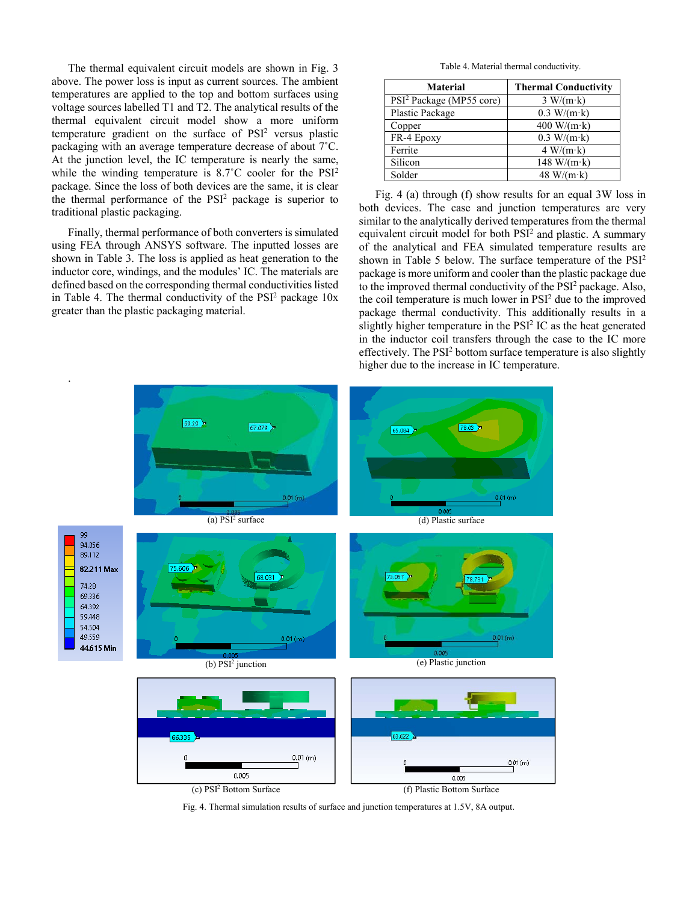The thermal equivalent circuit models are shown in Fig. 3 above. The power loss is input as current sources. The ambient temperatures are applied to the top and bottom surfaces using voltage sources labelled T1 and T2. The analytical results of the thermal equivalent circuit model show a more uniform temperature gradient on the surface of PSI$^2$ versus plastic packaging with an average temperature decrease of about 7˚C. At the junction level, the IC temperature is nearly the same, while the winding temperature is 8.7˚C cooler for the PSI$^2$ package. Since the loss of both devices are the same, it is clear the thermal performance of the PSI$^2$ package is superior to traditional plastic packaging.

Finally, thermal performance of both converters is simulated using FEA through ANSYS software. The inputted losses are shown in Table 3. The loss is applied as heat generation to the inductor core, windings, and the modules' IC. The materials are defined based on the corresponding thermal conductivities listed in Table 4. The thermal conductivity of the PSI$^2$ package 10x greater than the plastic packaging material.

Table 4. Material thermal conductivity.

| Material | Thermal Conductivity |
|---|---|
| PSI$^2$ Package (MP55 core) | 3 W/(m·k) |
| Plastic Package | 0.3 W/(m·k) |
| Copper | 400 W/(m·k) |
| FR-4 Epoxy | 0.3 W/(m·k) |
| Ferrite | 4 W/(m·k) |
| Silicon | 148 W/(m·k) |
| Solder | 48 W/(m·k) |

Fig. 4 (a) through (f) show results for an equal 3W loss in both devices. The case and junction temperatures are very similar to the analytically derived temperatures from the thermal equivalent circuit model for both PSI$^2$ and plastic. A summary of the analytical and FEA simulated temperature results are shown in Table 5 below. The surface temperature of the PSI$^2$ package is more uniform and cooler than the plastic package due to the improved thermal conductivity of the PSI$^2$ package. Also, the coil temperature is much lower in PSI$^2$ due to the improved package thermal conductivity. This additionally results in a slightly higher temperature in the PSI$^2$ IC as the heat generated in the inductor coil transfers through the case to the IC more effectively. The PSI$^2$ bottom surface temperature is also slightly higher due to the increase in IC temperature.

(a) PSI$^2$ surface

(d) Plastic surface

(b) PSI$^2$ junction

(e) Plastic junction

(c) PSI$^2$ Bottom Surface

(f) Plastic Bottom Surface

Fig. 4. Thermal simulation results of surface and junction temperatures at 1.5V, 8A output.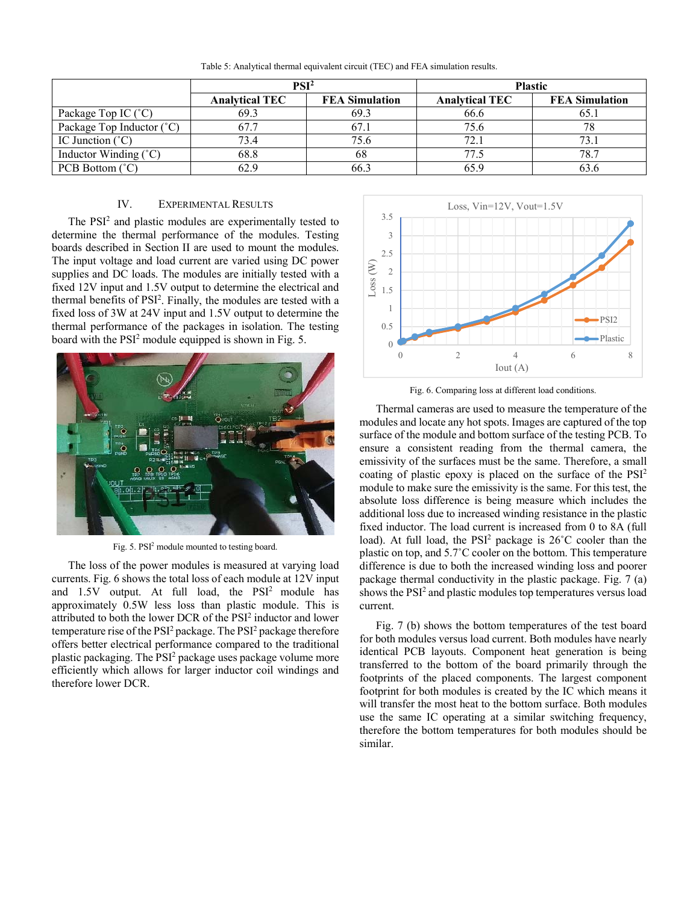Table 5: Analytical thermal equivalent circuit (TEC) and FEA simulation results.

| | PSI² | | Plastic | |
|---|---|---|---|---|
| | **Analytical TEC** | **FEA Simulation** | **Analytical TEC** | **FEA Simulation** |
| Package Top IC (˚C) | 69.3 | 69.3 | 66.6 | 65.1 |
| Package Top Inductor (˚C) | 67.7 | 67.1 | 75.6 | 78 |
| IC Junction (˚C) | 73.4 | 75.6 | 72.1 | 73.1 |
| Inductor Winding (˚C) | 68.8 | 68 | 77.5 | 78.7 |
| PCB Bottom (˚C) | 62.9 | 66.3 | 65.9 | 63.6 |

## IV. Experimental Results

The PSI² and plastic modules are experimentally tested to determine the thermal performance of the modules. Testing boards described in Section II are used to mount the modules. The input voltage and load current are varied using DC power supplies and DC loads. The modules are initially tested with a fixed 12V input and 1.5V output to determine the electrical and thermal benefits of PSI². Finally, the modules are tested with a fixed loss of 3W at 24V input and 1.5V output to determine the thermal performance of the packages in isolation. The testing board with the PSI² module equipped is shown in Fig. 5.

Fig. 5. PSI² module mounted to testing board.

The loss of the power modules is measured at varying load currents. Fig. 6 shows the total loss of each module at 12V input and 1.5V output. At full load, the PSI² module has approximately 0.5W less loss than plastic module. This is attributed to both the lower DCR of the PSI² inductor and lower temperature rise of the PSI² package. The PSI² package therefore offers better electrical performance compared to the traditional plastic packaging. The PSI² package uses package volume more efficiently which allows for larger inductor coil windings and therefore lower DCR.

Fig. 6. Comparing loss at different load conditions.

Thermal cameras are used to measure the temperature of the modules and locate any hot spots. Images are captured of the top surface of the module and bottom surface of the testing PCB. To ensure a consistent reading from the thermal camera, the emissivity of the surfaces must be the same. Therefore, a small coating of plastic epoxy is placed on the surface of the PSI² module to make sure the emissivity is the same. For this test, the absolute loss difference is being measure which includes the additional loss due to increased winding resistance in the plastic fixed inductor. The load current is increased from 0 to 8A (full load). At full load, the PSI² package is 26˚C cooler than the plastic on top, and 5.7˚C cooler on the bottom. This temperature difference is due to both the increased winding loss and poorer package thermal conductivity in the plastic package. Fig. 7 (a) shows the PSI² and plastic modules top temperatures versus load current.

Fig. 7 (b) shows the bottom temperatures of the test board for both modules versus load current. Both modules have nearly identical PCB layouts. Component heat generation is being transferred to the bottom of the board primarily through the footprints of the placed components. The largest component footprint for both modules is created by the IC which means it will transfer the most heat to the bottom surface. Both modules use the same IC operating at a similar switching frequency, therefore the bottom temperatures for both modules should be similar.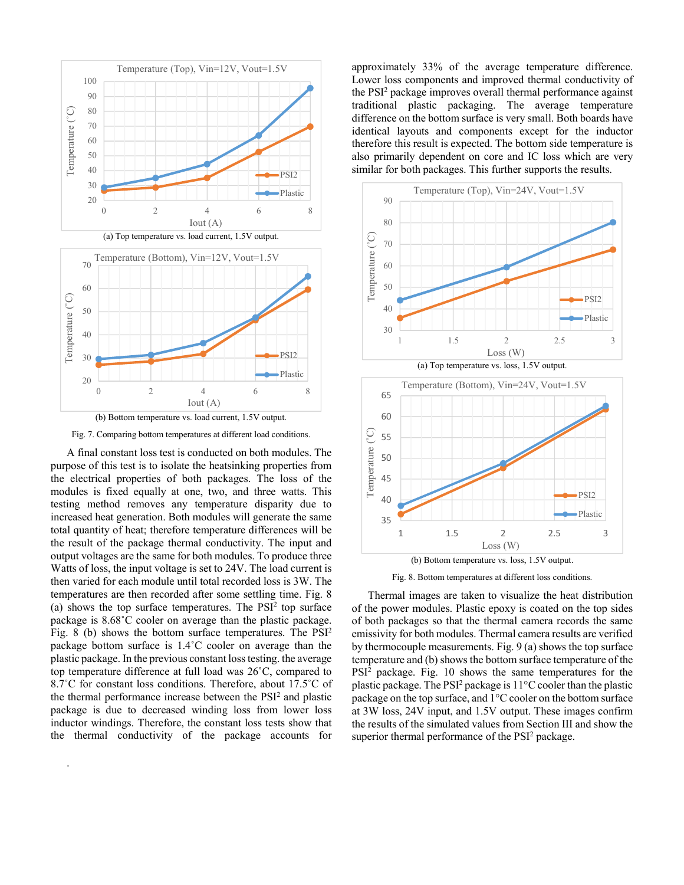(a) Top temperature vs. load current, 1.5V output.

(b) Bottom temperature vs. load current, 1.5V output.

Fig. 7. Comparing bottom temperatures at different load conditions.

A final constant loss test is conducted on both modules. The purpose of this test is to isolate the heatsinking properties from the electrical properties of both packages. The loss of the modules is fixed equally at one, two, and three watts. This testing method removes any temperature disparity due to increased heat generation. Both modules will generate the same total quantity of heat; therefore temperature differences will be the result of the package thermal conductivity. The input and output voltages are the same for both modules. To produce three Watts of loss, the input voltage is set to 24V. The load current is then varied for each module until total recorded loss is 3W. The temperatures are then recorded after some settling time. Fig. 8 (a) shows the top surface temperatures. The PSI[2] top surface package is 8.68˚C cooler on average than the plastic package. Fig. 8 (b) shows the bottom surface temperatures. The PSI[2] package bottom surface is 1.4˚C cooler on average than the plastic package. In the previous constant loss testing. the average top temperature difference at full load was 26˚C, compared to 8.7˚C for constant loss conditions. Therefore, about 17.5˚C of the thermal performance increase between the PSI[2] and plastic package is due to decreased winding loss from lower loss inductor windings. Therefore, the constant loss tests show that the thermal conductivity of the package accounts for approximately 33% of the average temperature difference. Lower loss components and improved thermal conductivity of the PSI[2] package improves overall thermal performance against traditional plastic packaging. The average temperature difference on the bottom surface is very small. Both boards have identical layouts and components except for the inductor therefore this result is expected. The bottom side temperature is also primarily dependent on core and IC loss which are very similar for both packages. This further supports the results.

(a) Top temperature vs. loss, 1.5V output.

(b) Bottom temperature vs. loss, 1.5V output.

Fig. 8. Bottom temperatures at different loss conditions.

Thermal images are taken to visualize the heat distribution of the power modules. Plastic epoxy is coated on the top sides of both packages so that the thermal camera records the same emissivity for both modules. Thermal camera results are verified by thermocouple measurements. Fig. 9 (a) shows the top surface temperature and (b) shows the bottom surface temperature of the PSI[2] package. Fig. 10 shows the same temperatures for the plastic package. The PSI[2] package is 11°C cooler than the plastic package on the top surface, and 1°C cooler on the bottom surface at 3W loss, 24V input, and 1.5V output. These images confirm the results of the simulated values from Section III and show the superior thermal performance of the PSI[2] package.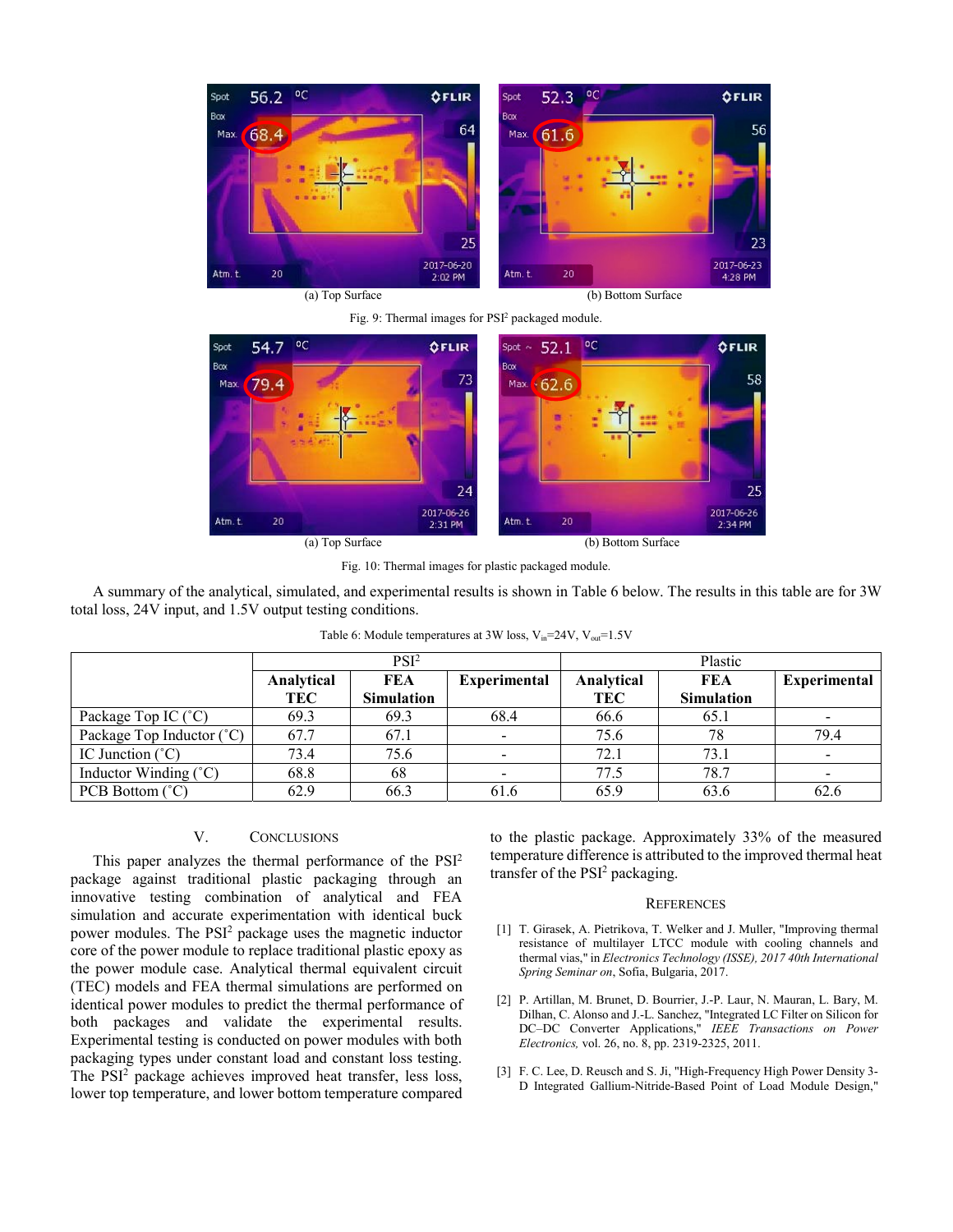(a) Top Surface (b) Bottom Surface

Fig. 9: Thermal images for PSI[2] packaged module.

(a) Top Surface (b) Bottom Surface

Fig. 10: Thermal images for plastic packaged module.

A summary of the analytical, simulated, and experimental results is shown in Table 6 below. The results in this table are for 3W total loss, 24V input, and 1.5V output testing conditions.

Table 6: Module temperatures at 3W loss, $V_{in}$=24V, $V_{out}$=1.5V

| | PSI[2] | | | Plastic | | |
|---|---|---|---|---|---|---|
| | **Analytical TEC** | **FEA Simulation** | **Experimental** | **Analytical TEC** | **FEA Simulation** | **Experimental** |
| Package Top IC (˚C) | 69.3 | 69.3 | 68.4 | 66.6 | 65.1 | - |
| Package Top Inductor (˚C) | 67.7 | 67.1 | - | 75.6 | 78 | 79.4 |
| IC Junction (˚C) | 73.4 | 75.6 | - | 72.1 | 73.1 | - |
| Inductor Winding (˚C) | 68.8 | 68 | - | 77.5 | 78.7 | - |
| PCB Bottom (˚C) | 62.9 | 66.3 | 61.6 | 65.9 | 63.6 | 62.6 |

## V. CONCLUSIONS

This paper analyzes the thermal performance of the PSI[2] package against traditional plastic packaging through an innovative testing combination of analytical and FEA simulation and accurate experimentation with identical buck power modules. The PSI[2] package uses the magnetic inductor core of the power module to replace traditional plastic epoxy as the power module case. Analytical thermal equivalent circuit (TEC) models and FEA thermal simulations are performed on identical power modules to predict the thermal performance of both packages and validate the experimental results. Experimental testing is conducted on power modules with both packaging types under constant load and constant loss testing. The PSI[2] package achieves improved heat transfer, less loss, lower top temperature, and lower bottom temperature compared to the plastic package. Approximately 33% of the measured temperature difference is attributed to the improved thermal heat transfer of the PSI[2] packaging.

## REFERENCES

[1] T. Girasek, A. Pietrikova, T. Welker and J. Muller, "Improving thermal resistance of multilayer LTCC module with cooling channels and thermal vias," in *Electronics Technology (ISSE), 2017 40th International Spring Seminar on*, Sofia, Bulgaria, 2017.

[2] P. Artillan, M. Brunet, D. Bourrier, J.-P. Laur, N. Mauran, L. Bary, M. Dilhan, C. Alonso and J.-L. Sanchez, "Integrated LC Filter on Silicon for DC–DC Converter Applications," *IEEE Transactions on Power Electronics,* vol. 26, no. 8, pp. 2319-2325, 2011.

[3] F. C. Lee, D. Reusch and S. Ji, "High-Frequency High Power Density 3-D Integrated Gallium-Nitride-Based Point of Load Module Design,"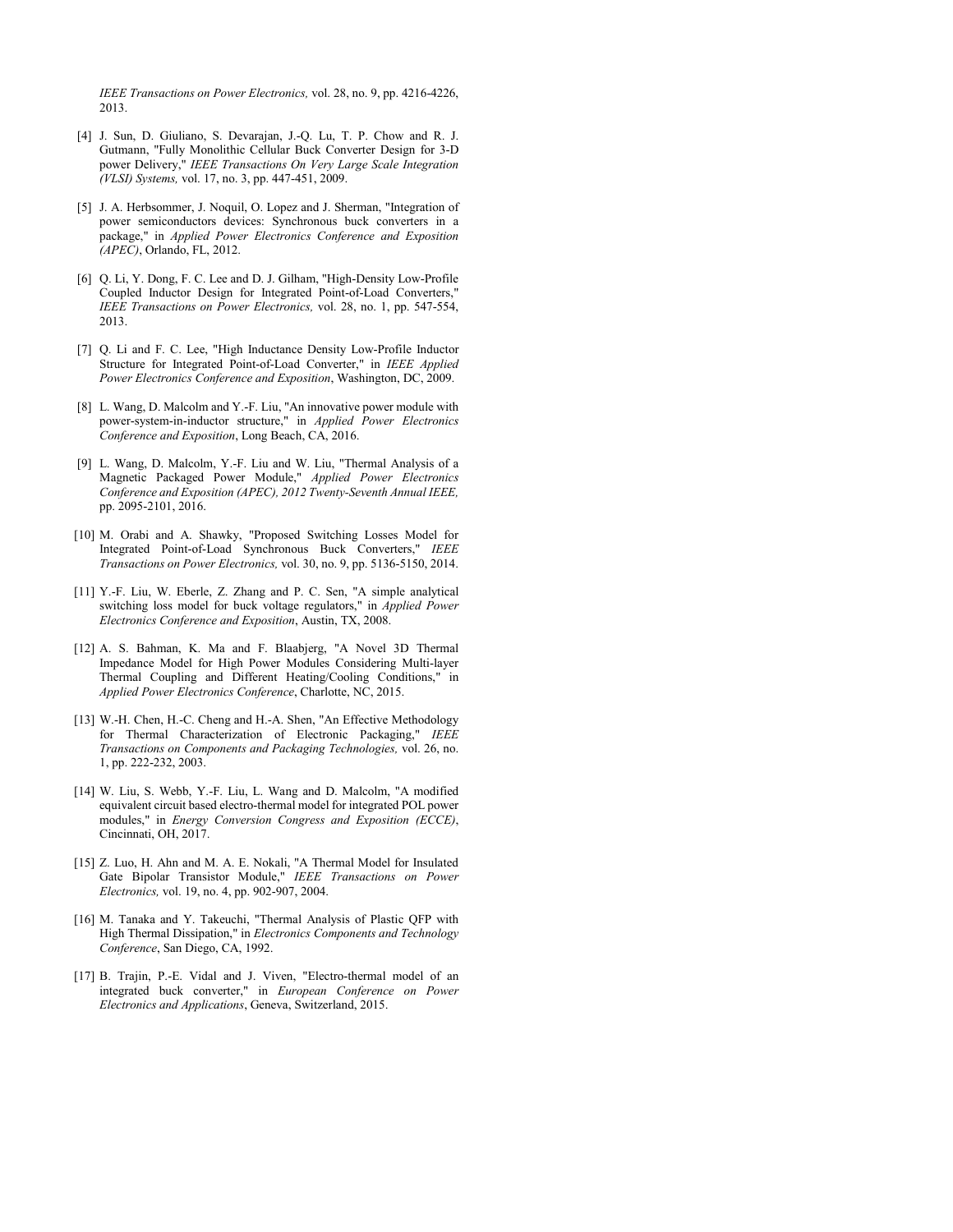*IEEE Transactions on Power Electronics,* vol. 28, no. 9, pp. 4216-4226, 2013.

[4] J. Sun, D. Giuliano, S. Devarajan, J.-Q. Lu, T. P. Chow and R. J. Gutmann, "Fully Monolithic Cellular Buck Converter Design for 3-D power Delivery," *IEEE Transactions On Very Large Scale Integration (VLSI) Systems,* vol. 17, no. 3, pp. 447-451, 2009.

[5] J. A. Herbsommer, J. Noquil, O. Lopez and J. Sherman, "Integration of power semiconductors devices: Synchronous buck converters in a package," in *Applied Power Electronics Conference and Exposition (APEC)*, Orlando, FL, 2012.

[6] Q. Li, Y. Dong, F. C. Lee and D. J. Gilham, "High-Density Low-Profile Coupled Inductor Design for Integrated Point-of-Load Converters," *IEEE Transactions on Power Electronics,* vol. 28, no. 1, pp. 547-554, 2013.

[7] Q. Li and F. C. Lee, "High Inductance Density Low-Profile Inductor Structure for Integrated Point-of-Load Converter," in *IEEE Applied Power Electronics Conference and Exposition*, Washington, DC, 2009.

[8] L. Wang, D. Malcolm and Y.-F. Liu, "An innovative power module with power-system-in-inductor structure," in *Applied Power Electronics Conference and Exposition*, Long Beach, CA, 2016.

[9] L. Wang, D. Malcolm, Y.-F. Liu and W. Liu, "Thermal Analysis of a Magnetic Packaged Power Module," *Applied Power Electronics Conference and Exposition (APEC), 2012 Twenty-Seventh Annual IEEE,* pp. 2095-2101, 2016.

[10] M. Orabi and A. Shawky, "Proposed Switching Losses Model for Integrated Point-of-Load Synchronous Buck Converters," *IEEE Transactions on Power Electronics,* vol. 30, no. 9, pp. 5136-5150, 2014.

[11] Y.-F. Liu, W. Eberle, Z. Zhang and P. C. Sen, "A simple analytical switching loss model for buck voltage regulators," in *Applied Power Electronics Conference and Exposition*, Austin, TX, 2008.

[12] A. S. Bahman, K. Ma and F. Blaabjerg, "A Novel 3D Thermal Impedance Model for High Power Modules Considering Multi-layer Thermal Coupling and Different Heating/Cooling Conditions," in *Applied Power Electronics Conference*, Charlotte, NC, 2015.

[13] W.-H. Chen, H.-C. Cheng and H.-A. Shen, "An Effective Methodology for Thermal Characterization of Electronic Packaging," *IEEE Transactions on Components and Packaging Technologies,* vol. 26, no. 1, pp. 222-232, 2003.

[14] W. Liu, S. Webb, Y.-F. Liu, L. Wang and D. Malcolm, "A modified equivalent circuit based electro-thermal model for integrated POL power modules," in *Energy Conversion Congress and Exposition (ECCE)*, Cincinnati, OH, 2017.

[15] Z. Luo, H. Ahn and M. A. E. Nokali, "A Thermal Model for Insulated Gate Bipolar Transistor Module," *IEEE Transactions on Power Electronics,* vol. 19, no. 4, pp. 902-907, 2004.

[16] M. Tanaka and Y. Takeuchi, "Thermal Analysis of Plastic QFP with High Thermal Dissipation," in *Electronics Components and Technology Conference*, San Diego, CA, 1992.

[17] B. Trajin, P.-E. Vidal and J. Viven, "Electro-thermal model of an integrated buck converter," in *European Conference on Power Electronics and Applications*, Geneva, Switzerland, 2015.